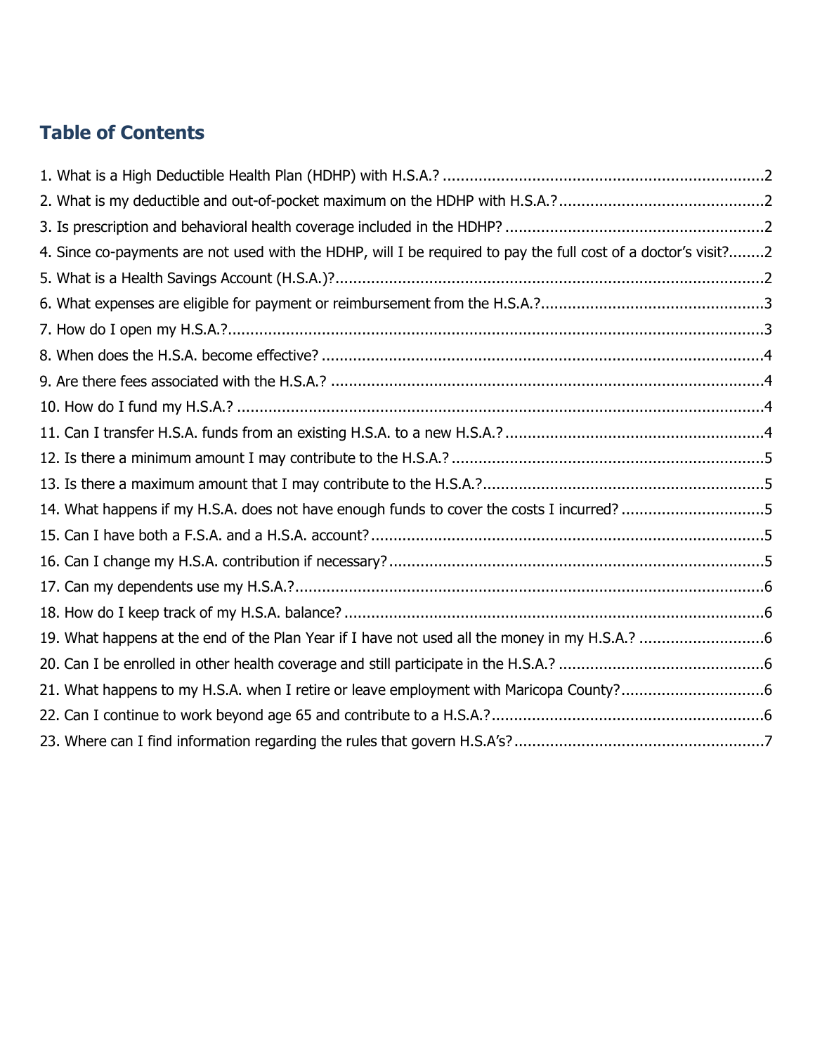## Table of Contents

1. What is a High Deductible Health Plan (HDHP) with H.S.A.? ........................................................................2
2. What is my deductible and out-of-pocket maximum on the HDHP with H.S.A.? ..............................................2
3. Is prescription and behavioral health coverage included in the HDHP? ..........................................................2
4. Since co-payments are not used with the HDHP, will I be required to pay the full cost of a doctor's visit?........2
5. What is a Health Savings Account (H.S.A.)? ................................................................................................2
6. What expenses are eligible for payment or reimbursement from the H.S.A.? ..................................................3
7. How do I open my H.S.A.? ..........................................................................................................................3
8. When does the H.S.A. become effective? ....................................................................................................4
9. Are there fees associated with the H.S.A.? ..................................................................................................4
10. How do I fund my H.S.A.? ..........................................................................................................................4
11. Can I transfer H.S.A. funds from an existing H.S.A. to a new H.S.A.? ..........................................................4
12. Is there a minimum amount I may contribute to the H.S.A.? .......................................................................5
13. Is there a maximum amount that I may contribute to the H.S.A.? ...............................................................5
14. What happens if my H.S.A. does not have enough funds to cover the costs I incurred? ................................5
15. Can I have both a F.S.A. and a H.S.A. account? ........................................................................................5
16. Can I change my H.S.A. contribution if necessary? ....................................................................................5
17. Can my dependents use my H.S.A.? ..........................................................................................................6
18. How do I keep track of my H.S.A. balance? ...............................................................................................6
19. What happens at the end of the Plan Year if I have not used all the money in my H.S.A.? ............................6
20. Can I be enrolled in other health coverage and still participate in the H.S.A.? ..............................................6
21. What happens to my H.S.A. when I retire or leave employment with Maricopa County? ................................6
22. Can I continue to work beyond age 65 and contribute to a H.S.A.? .............................................................6
23. Where can I find information regarding the rules that govern H.S.A's? ........................................................7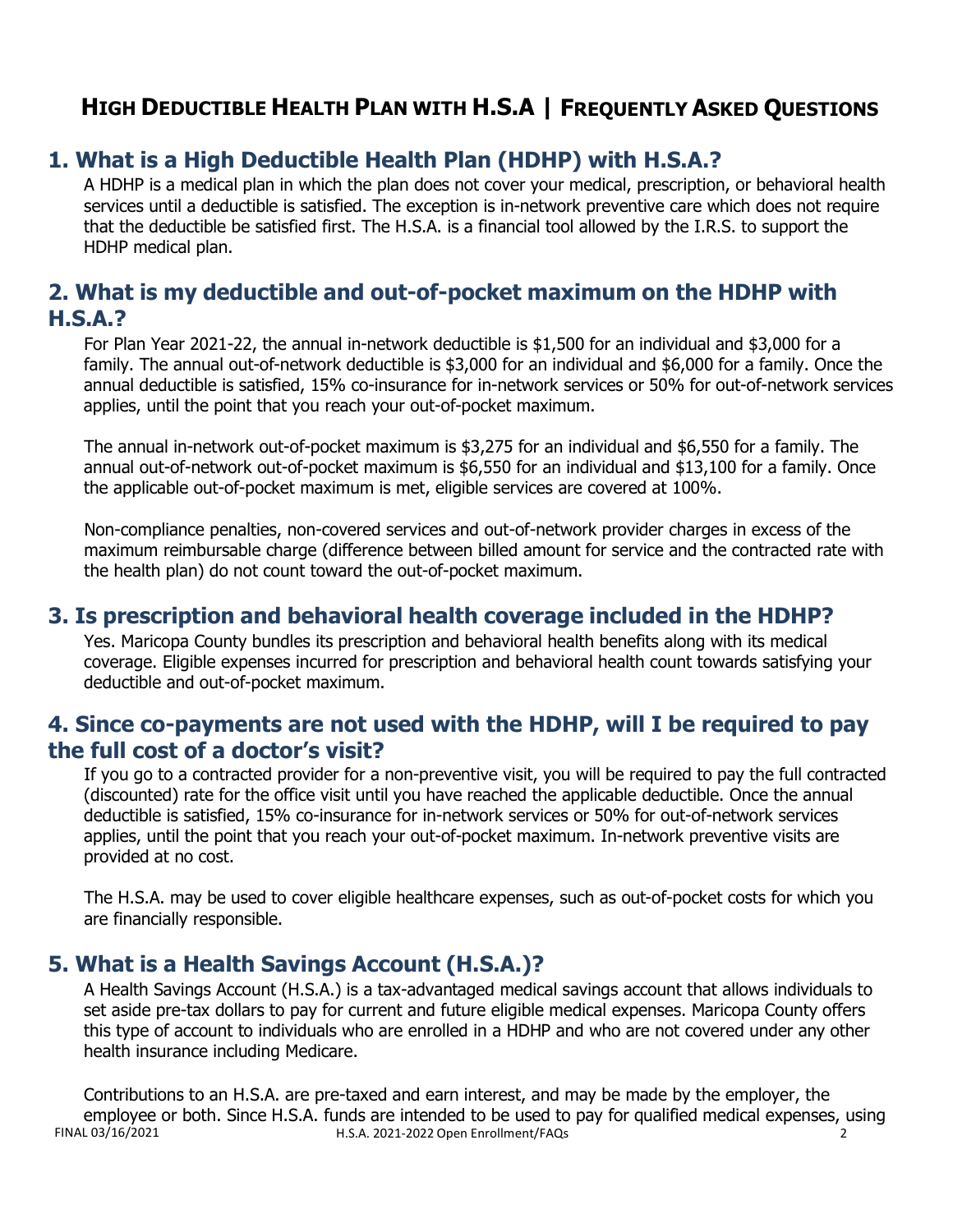# High Deductible Health Plan with H.S.A | Frequently Asked Questions

## 1. What is a High Deductible Health Plan (HDHP) with H.S.A.?

A HDHP is a medical plan in which the plan does not cover your medical, prescription, or behavioral health services until a deductible is satisfied. The exception is in-network preventive care which does not require that the deductible be satisfied first. The H.S.A. is a financial tool allowed by the I.R.S. to support the HDHP medical plan.

## 2. What is my deductible and out-of-pocket maximum on the HDHP with H.S.A.?

For Plan Year 2021-22, the annual in-network deductible is $1,500 for an individual and $3,000 for a family. The annual out-of-network deductible is $3,000 for an individual and $6,000 for a family. Once the annual deductible is satisfied, 15% co-insurance for in-network services or 50% for out-of-network services applies, until the point that you reach your out-of-pocket maximum.

The annual in-network out-of-pocket maximum is $3,275 for an individual and $6,550 for a family. The annual out-of-network out-of-pocket maximum is $6,550 for an individual and $13,100 for a family. Once the applicable out-of-pocket maximum is met, eligible services are covered at 100%.

Non-compliance penalties, non-covered services and out-of-network provider charges in excess of the maximum reimbursable charge (difference between billed amount for service and the contracted rate with the health plan) do not count toward the out-of-pocket maximum.

## 3. Is prescription and behavioral health coverage included in the HDHP?

Yes. Maricopa County bundles its prescription and behavioral health benefits along with its medical coverage. Eligible expenses incurred for prescription and behavioral health count towards satisfying your deductible and out-of-pocket maximum.

## 4. Since co-payments are not used with the HDHP, will I be required to pay the full cost of a doctor's visit?

If you go to a contracted provider for a non-preventive visit, you will be required to pay the full contracted (discounted) rate for the office visit until you have reached the applicable deductible. Once the annual deductible is satisfied, 15% co-insurance for in-network services or 50% for out-of-network services applies, until the point that you reach your out-of-pocket maximum. In-network preventive visits are provided at no cost.

The H.S.A. may be used to cover eligible healthcare expenses, such as out-of-pocket costs for which you are financially responsible.

## 5. What is a Health Savings Account (H.S.A.)?

A Health Savings Account (H.S.A.) is a tax-advantaged medical savings account that allows individuals to set aside pre-tax dollars to pay for current and future eligible medical expenses. Maricopa County offers this type of account to individuals who are enrolled in a HDHP and who are not covered under any other health insurance including Medicare.

Contributions to an H.S.A. are pre-taxed and earn interest, and may be made by the employer, the employee or both. Since H.S.A. funds are intended to be used to pay for qualified medical expenses, using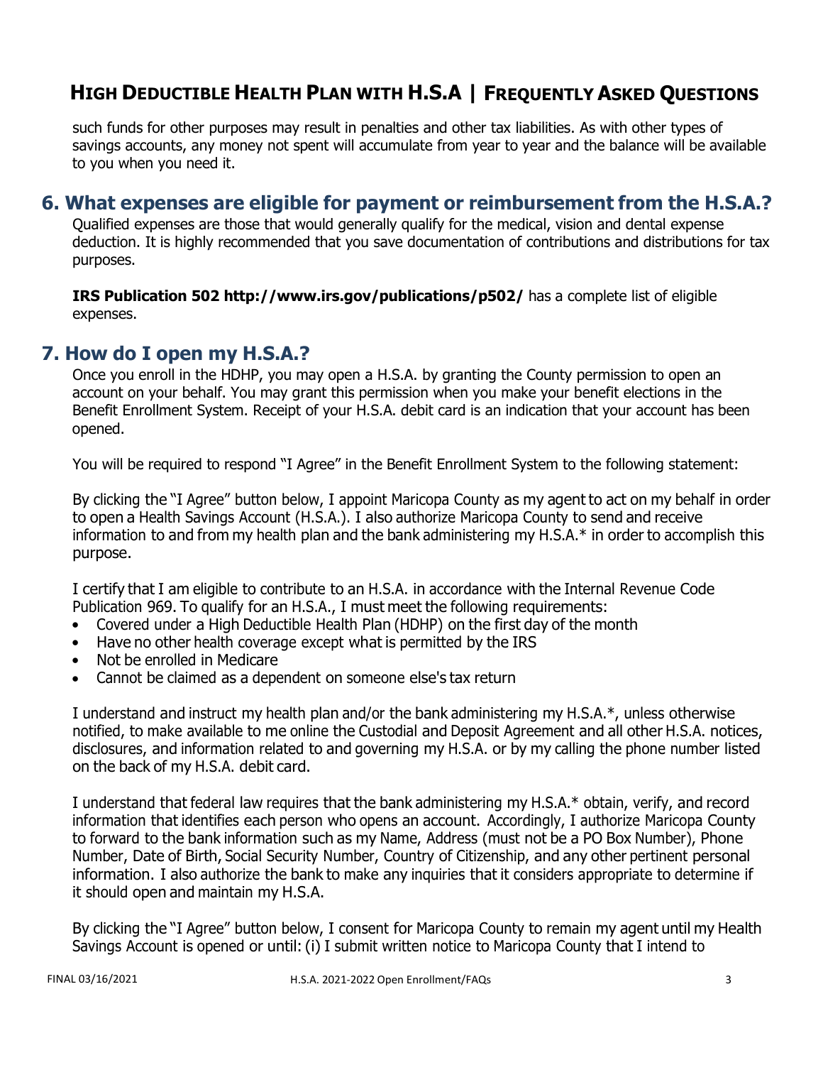such funds for other purposes may result in penalties and other tax liabilities. As with other types of savings accounts, any money not spent will accumulate from year to year and the balance will be available to you when you need it.

## 6. What expenses are eligible for payment or reimbursement from the H.S.A.?

Qualified expenses are those that would generally qualify for the medical, vision and dental expense deduction. It is highly recommended that you save documentation of contributions and distributions for tax purposes.

**IRS Publication 502 http://www.irs.gov/publications/p502/** has a complete list of eligible expenses.

## 7. How do I open my H.S.A.?

Once you enroll in the HDHP, you may open a H.S.A. by granting the County permission to open an account on your behalf. You may grant this permission when you make your benefit elections in the Benefit Enrollment System. Receipt of your H.S.A. debit card is an indication that your account has been opened.

You will be required to respond "I Agree" in the Benefit Enrollment System to the following statement:

By clicking the "I Agree" button below, I appoint Maricopa County as my agent to act on my behalf in order to open a Health Savings Account (H.S.A.). I also authorize Maricopa County to send and receive information to and from my health plan and the bank administering my H.S.A.* in order to accomplish this purpose.

I certify that I am eligible to contribute to an H.S.A. in accordance with the Internal Revenue Code Publication 969. To qualify for an H.S.A., I must meet the following requirements:

- Covered under a High Deductible Health Plan (HDHP) on the first day of the month
- Have no other health coverage except what is permitted by the IRS
- Not be enrolled in Medicare
- Cannot be claimed as a dependent on someone else's tax return

I understand and instruct my health plan and/or the bank administering my H.S.A.*, unless otherwise notified, to make available to me online the Custodial and Deposit Agreement and all other H.S.A. notices, disclosures, and information related to and governing my H.S.A. or by my calling the phone number listed on the back of my H.S.A. debit card.

I understand that federal law requires that the bank administering my H.S.A.* obtain, verify, and record information that identifies each person who opens an account. Accordingly, I authorize Maricopa County to forward to the bank information such as my Name, Address (must not be a PO Box Number), Phone Number, Date of Birth, Social Security Number, Country of Citizenship, and any other pertinent personal information. I also authorize the bank to make any inquiries that it considers appropriate to determine if it should open and maintain my H.S.A.

By clicking the "I Agree" button below, I consent for Maricopa County to remain my agent until my Health Savings Account is opened or until: (i) I submit written notice to Maricopa County that I intend to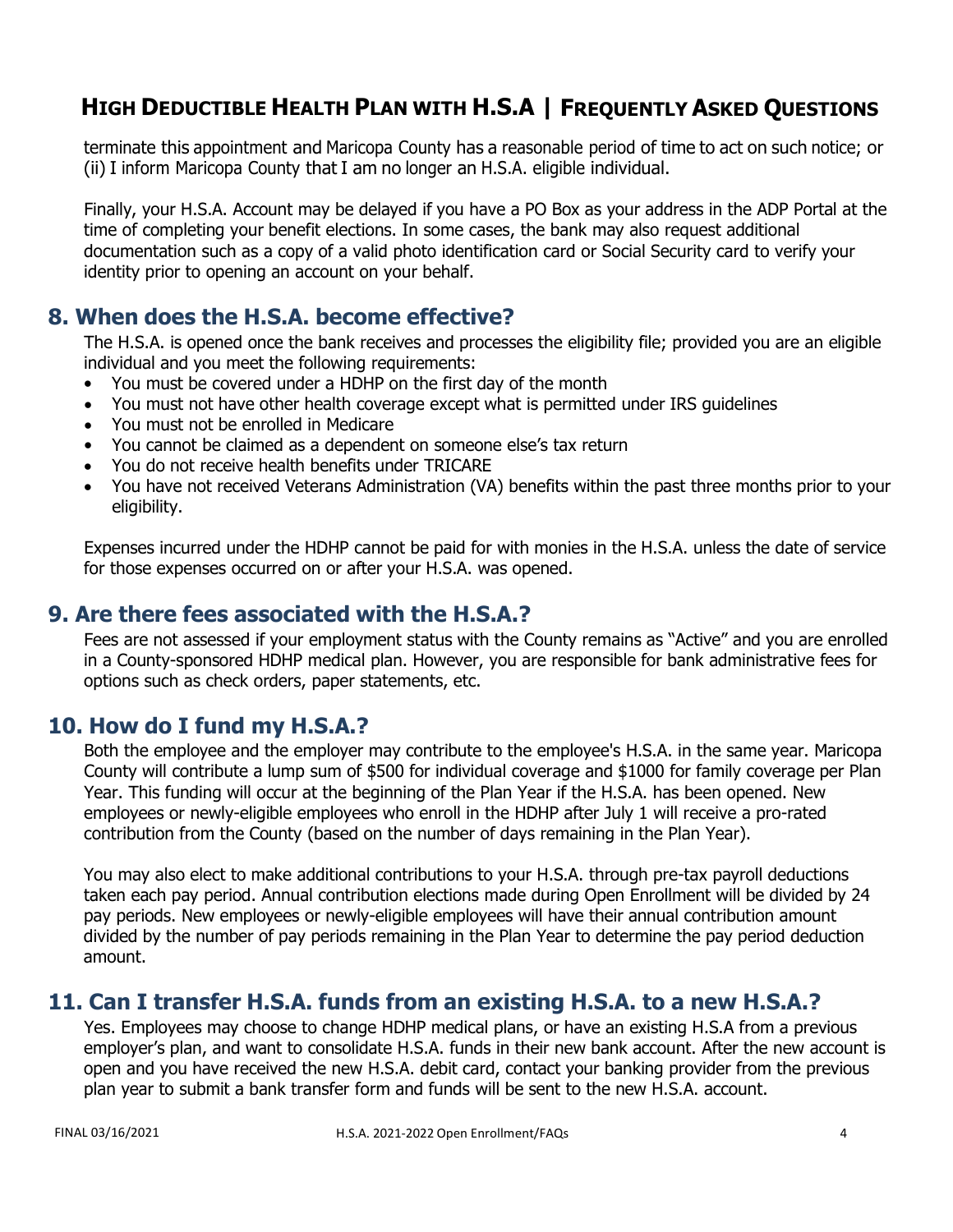terminate this appointment and Maricopa County has a reasonable period of time to act on such notice; or (ii) I inform Maricopa County that I am no longer an H.S.A. eligible individual.

Finally, your H.S.A. Account may be delayed if you have a PO Box as your address in the ADP Portal at the time of completing your benefit elections. In some cases, the bank may also request additional documentation such as a copy of a valid photo identification card or Social Security card to verify your identity prior to opening an account on your behalf.

## 8. When does the H.S.A. become effective?

The H.S.A. is opened once the bank receives and processes the eligibility file; provided you are an eligible individual and you meet the following requirements:

- You must be covered under a HDHP on the first day of the month
- You must not have other health coverage except what is permitted under IRS guidelines
- You must not be enrolled in Medicare
- You cannot be claimed as a dependent on someone else's tax return
- You do not receive health benefits under TRICARE
- You have not received Veterans Administration (VA) benefits within the past three months prior to your eligibility.

Expenses incurred under the HDHP cannot be paid for with monies in the H.S.A. unless the date of service for those expenses occurred on or after your H.S.A. was opened.

## 9. Are there fees associated with the H.S.A.?

Fees are not assessed if your employment status with the County remains as "Active" and you are enrolled in a County-sponsored HDHP medical plan. However, you are responsible for bank administrative fees for options such as check orders, paper statements, etc.

## 10. How do I fund my H.S.A.?

Both the employee and the employer may contribute to the employee's H.S.A. in the same year. Maricopa County will contribute a lump sum of $500 for individual coverage and $1000 for family coverage per Plan Year. This funding will occur at the beginning of the Plan Year if the H.S.A. has been opened. New employees or newly-eligible employees who enroll in the HDHP after July 1 will receive a pro-rated contribution from the County (based on the number of days remaining in the Plan Year).

You may also elect to make additional contributions to your H.S.A. through pre-tax payroll deductions taken each pay period. Annual contribution elections made during Open Enrollment will be divided by 24 pay periods. New employees or newly-eligible employees will have their annual contribution amount divided by the number of pay periods remaining in the Plan Year to determine the pay period deduction amount.

## 11. Can I transfer H.S.A. funds from an existing H.S.A. to a new H.S.A.?

Yes. Employees may choose to change HDHP medical plans, or have an existing H.S.A from a previous employer's plan, and want to consolidate H.S.A. funds in their new bank account. After the new account is open and you have received the new H.S.A. debit card, contact your banking provider from the previous plan year to submit a bank transfer form and funds will be sent to the new H.S.A. account.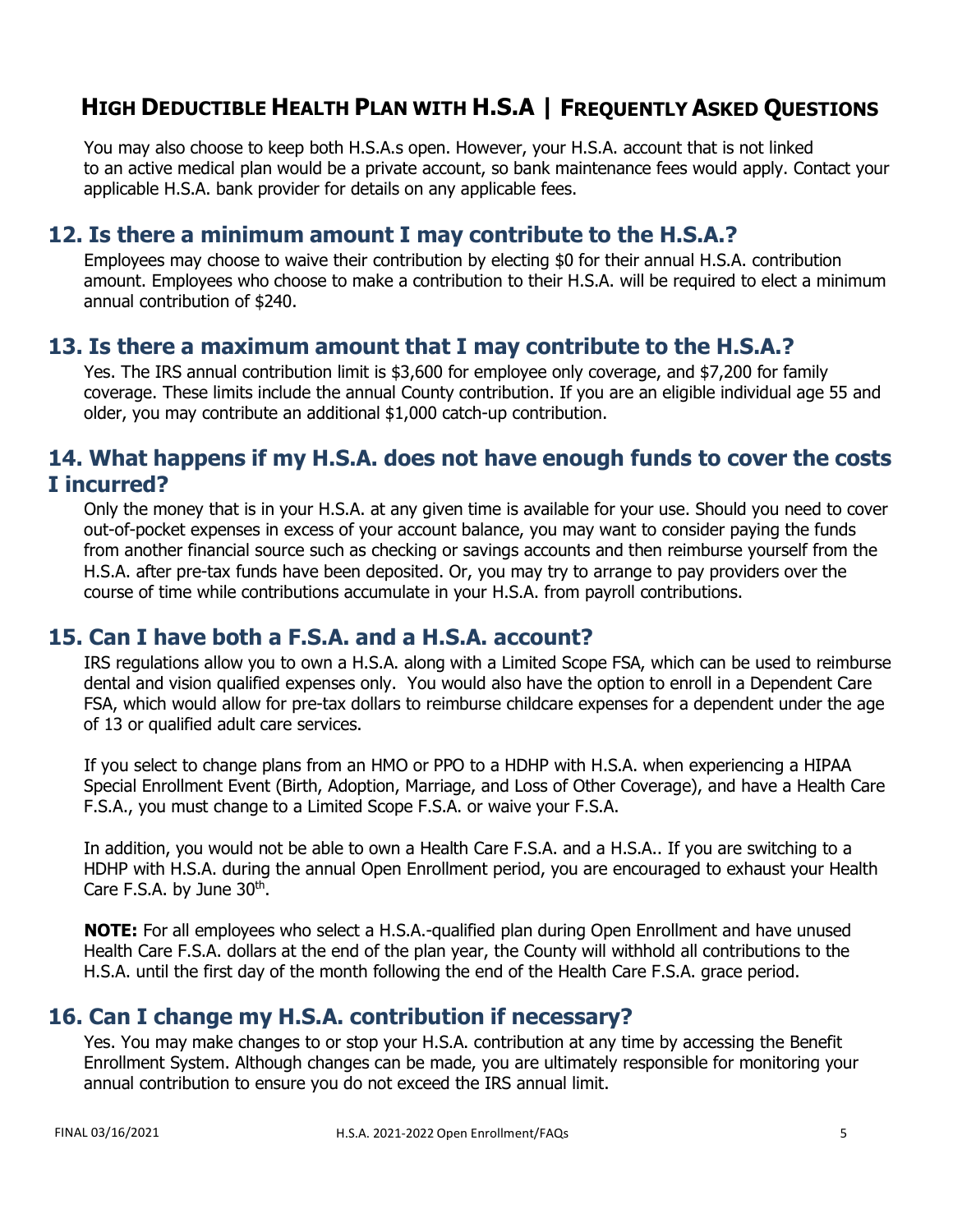You may also choose to keep both H.S.A.s open. However, your H.S.A. account that is not linked to an active medical plan would be a private account, so bank maintenance fees would apply. Contact your applicable H.S.A. bank provider for details on any applicable fees.

## 12. Is there a minimum amount I may contribute to the H.S.A.?

Employees may choose to waive their contribution by electing $0 for their annual H.S.A. contribution amount. Employees who choose to make a contribution to their H.S.A. will be required to elect a minimum annual contribution of $240.

## 13. Is there a maximum amount that I may contribute to the H.S.A.?

Yes. The IRS annual contribution limit is $3,600 for employee only coverage, and $7,200 for family coverage. These limits include the annual County contribution. If you are an eligible individual age 55 and older, you may contribute an additional $1,000 catch-up contribution.

## 14. What happens if my H.S.A. does not have enough funds to cover the costs I incurred?

Only the money that is in your H.S.A. at any given time is available for your use. Should you need to cover out-of-pocket expenses in excess of your account balance, you may want to consider paying the funds from another financial source such as checking or savings accounts and then reimburse yourself from the H.S.A. after pre-tax funds have been deposited. Or, you may try to arrange to pay providers over the course of time while contributions accumulate in your H.S.A. from payroll contributions.

## 15. Can I have both a F.S.A. and a H.S.A. account?

IRS regulations allow you to own a H.S.A. along with a Limited Scope FSA, which can be used to reimburse dental and vision qualified expenses only. You would also have the option to enroll in a Dependent Care FSA, which would allow for pre-tax dollars to reimburse childcare expenses for a dependent under the age of 13 or qualified adult care services.

If you select to change plans from an HMO or PPO to a HDHP with H.S.A. when experiencing a HIPAA Special Enrollment Event (Birth, Adoption, Marriage, and Loss of Other Coverage), and have a Health Care F.S.A., you must change to a Limited Scope F.S.A. or waive your F.S.A.

In addition, you would not be able to own a Health Care F.S.A. and a H.S.A.. If you are switching to a HDHP with H.S.A. during the annual Open Enrollment period, you are encouraged to exhaust your Health Care F.S.A. by June 30th.

**NOTE:** For all employees who select a H.S.A.-qualified plan during Open Enrollment and have unused Health Care F.S.A. dollars at the end of the plan year, the County will withhold all contributions to the H.S.A. until the first day of the month following the end of the Health Care F.S.A. grace period.

## 16. Can I change my H.S.A. contribution if necessary?

Yes. You may make changes to or stop your H.S.A. contribution at any time by accessing the Benefit Enrollment System. Although changes can be made, you are ultimately responsible for monitoring your annual contribution to ensure you do not exceed the IRS annual limit.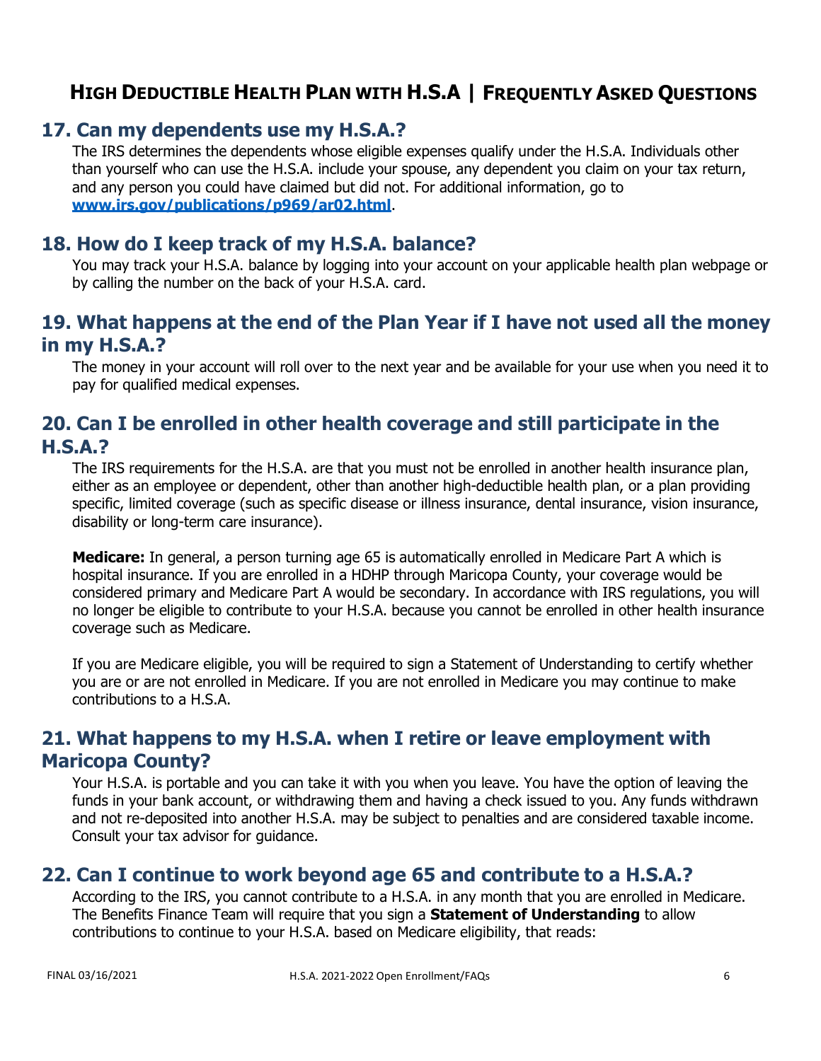## 17. Can my dependents use my H.S.A.?

The IRS determines the dependents whose eligible expenses qualify under the H.S.A. Individuals other than yourself who can use the H.S.A. include your spouse, any dependent you claim on your tax return, and any person you could have claimed but did not. For additional information, go to **[www.irs.gov/publications/p969/ar02.html](http://www.irs.gov/publications/p969/ar02.html)**.

## 18. How do I keep track of my H.S.A. balance?

You may track your H.S.A. balance by logging into your account on your applicable health plan webpage or by calling the number on the back of your H.S.A. card.

## 19. What happens at the end of the Plan Year if I have not used all the money in my H.S.A.?

The money in your account will roll over to the next year and be available for your use when you need it to pay for qualified medical expenses.

## 20. Can I be enrolled in other health coverage and still participate in the H.S.A.?

The IRS requirements for the H.S.A. are that you must not be enrolled in another health insurance plan, either as an employee or dependent, other than another high-deductible health plan, or a plan providing specific, limited coverage (such as specific disease or illness insurance, dental insurance, vision insurance, disability or long-term care insurance).

**Medicare:** In general, a person turning age 65 is automatically enrolled in Medicare Part A which is hospital insurance. If you are enrolled in a HDHP through Maricopa County, your coverage would be considered primary and Medicare Part A would be secondary. In accordance with IRS regulations, you will no longer be eligible to contribute to your H.S.A. because you cannot be enrolled in other health insurance coverage such as Medicare.

If you are Medicare eligible, you will be required to sign a Statement of Understanding to certify whether you are or are not enrolled in Medicare. If you are not enrolled in Medicare you may continue to make contributions to a H.S.A.

## 21. What happens to my H.S.A. when I retire or leave employment with Maricopa County?

Your H.S.A. is portable and you can take it with you when you leave. You have the option of leaving the funds in your bank account, or withdrawing them and having a check issued to you. Any funds withdrawn and not re-deposited into another H.S.A. may be subject to penalties and are considered taxable income. Consult your tax advisor for guidance.

## 22. Can I continue to work beyond age 65 and contribute to a H.S.A.?

According to the IRS, you cannot contribute to a H.S.A. in any month that you are enrolled in Medicare. The Benefits Finance Team will require that you sign a **Statement of Understanding** to allow contributions to continue to your H.S.A. based on Medicare eligibility, that reads: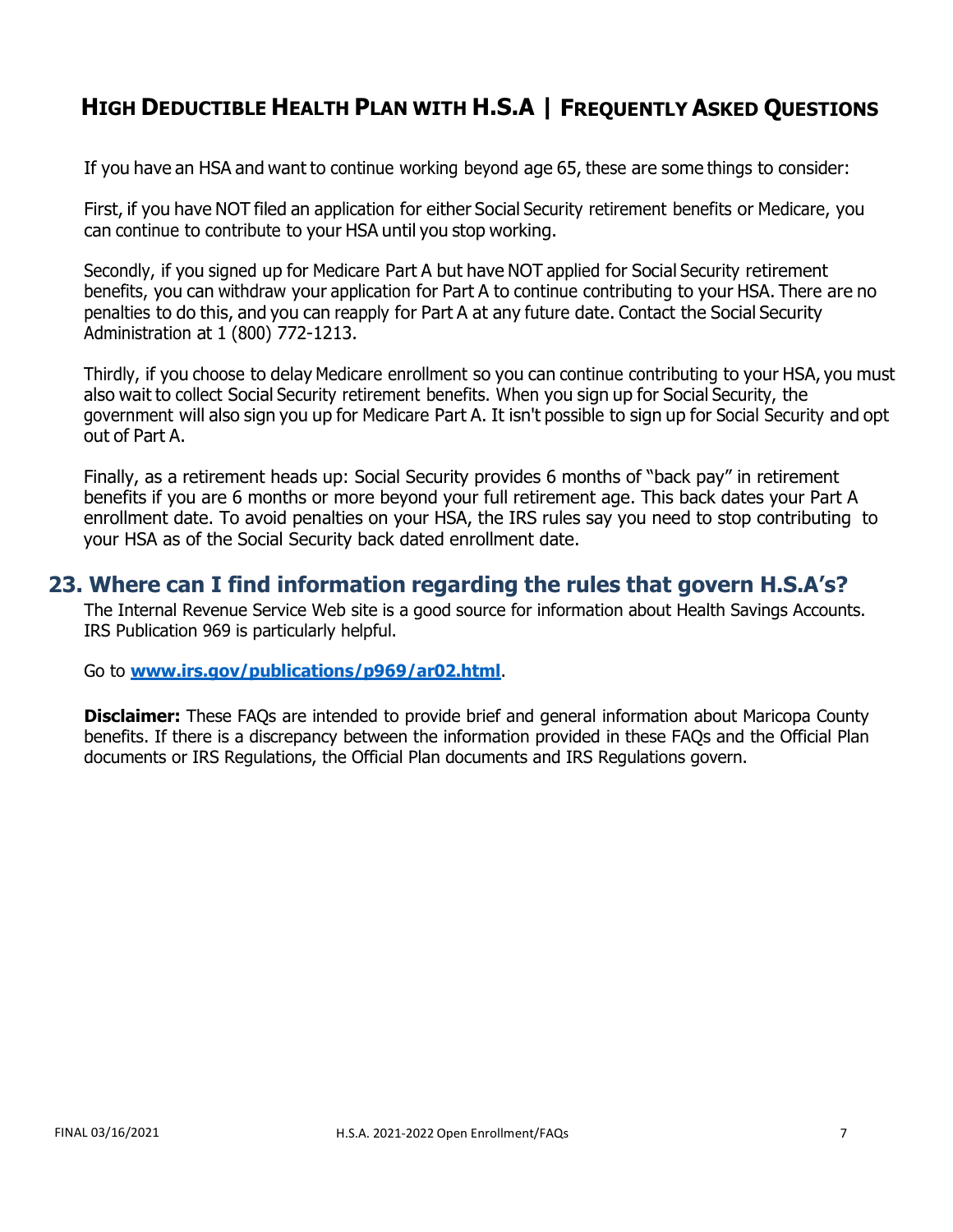If you have an HSA and want to continue working beyond age 65, these are some things to consider:

First, if you have NOT filed an application for either Social Security retirement benefits or Medicare, you can continue to contribute to your HSA until you stop working.

Secondly, if you signed up for Medicare Part A but have NOT applied for Social Security retirement benefits, you can withdraw your application for Part A to continue contributing to your HSA. There are no penalties to do this, and you can reapply for Part A at any future date. Contact the Social Security Administration at 1 (800) 772-1213.

Thirdly, if you choose to delay Medicare enrollment so you can continue contributing to your HSA, you must also wait to collect Social Security retirement benefits. When you sign up for Social Security, the government will also sign you up for Medicare Part A. It isn't possible to sign up for Social Security and opt out of Part A.

Finally, as a retirement heads up: Social Security provides 6 months of "back pay" in retirement benefits if you are 6 months or more beyond your full retirement age. This back dates your Part A enrollment date. To avoid penalties on your HSA, the IRS rules say you need to stop contributing to your HSA as of the Social Security back dated enrollment date.

## 23. Where can I find information regarding the rules that govern H.S.A's?

The Internal Revenue Service Web site is a good source for information about Health Savings Accounts. IRS Publication 969 is particularly helpful.

Go to **www.irs.gov/publications/p969/ar02.html**.

**Disclaimer:** These FAQs are intended to provide brief and general information about Maricopa County benefits. If there is a discrepancy between the information provided in these FAQs and the Official Plan documents or IRS Regulations, the Official Plan documents and IRS Regulations govern.